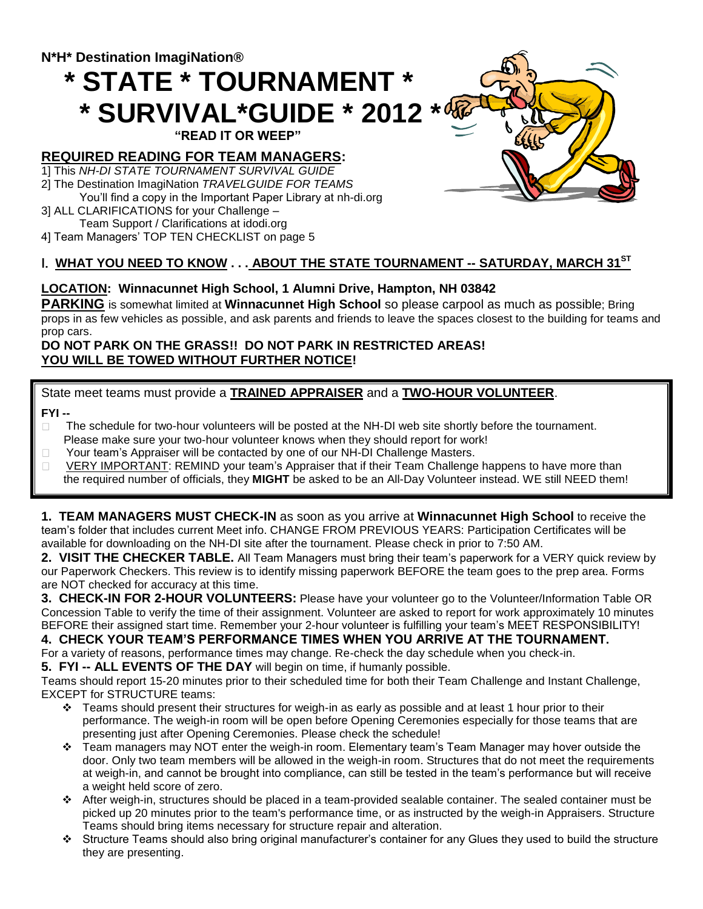**N*H* Destination ImagiNation®**

# * STATE * TOURNAMENT *
# * SURVIVAL*GUIDE * 2012 *

**"READ IT OR WEEP"**

## REQUIRED READING FOR TEAM MANAGERS:

1] This *NH-DI STATE TOURNAMENT SURVIVAL GUIDE*
2] The Destination ImagiNation *TRAVELGUIDE FOR TEAMS*
   You'll find a copy in the Important Paper Library at nh-di.org
3] ALL CLARIFICATIONS for your Challenge –
   Team Support / Clarifications at idodi.org
4] Team Managers' TOP TEN CHECKLIST on page 5

## I. WHAT YOU NEED TO KNOW . . . ABOUT THE STATE TOURNAMENT -- SATURDAY, MARCH 31ST

**LOCATION: Winnacunnet High School, 1 Alumni Drive, Hampton, NH 03842**

**PARKING** is somewhat limited at **Winnacunnet High School** so please carpool as much as possible; Bring props in as few vehicles as possible, and ask parents and friends to leave the spaces closest to the building for teams and prop cars.

**DO NOT PARK ON THE GRASS!! DO NOT PARK IN RESTRICTED AREAS!**
**YOU WILL BE TOWED WITHOUT FURTHER NOTICE!**

State meet teams must provide a **TRAINED APPRAISER** and a **TWO-HOUR VOLUNTEER**.

**FYI --**

- The schedule for two-hour volunteers will be posted at the NH-DI web site shortly before the tournament. Please make sure your two-hour volunteer knows when they should report for work!
- Your team's Appraiser will be contacted by one of our NH-DI Challenge Masters.
- VERY IMPORTANT: REMIND your team's Appraiser that if their Team Challenge happens to have more than the required number of officials, they **MIGHT** be asked to be an All-Day Volunteer instead. WE still NEED them!

**1. TEAM MANAGERS MUST CHECK-IN** as soon as you arrive at **Winnacunnet High School** to receive the team's folder that includes current Meet info. CHANGE FROM PREVIOUS YEARS: Participation Certificates will be available for downloading on the NH-DI site after the tournament. Please check in prior to 7:50 AM.

**2. VISIT THE CHECKER TABLE.** All Team Managers must bring their team's paperwork for a VERY quick review by our Paperwork Checkers. This review is to identify missing paperwork BEFORE the team goes to the prep area. Forms are NOT checked for accuracy at this time.

**3. CHECK-IN FOR 2-HOUR VOLUNTEERS:** Please have your volunteer go to the Volunteer/Information Table OR Concession Table to verify the time of their assignment. Volunteer are asked to report for work approximately 10 minutes BEFORE their assigned start time. Remember your 2-hour volunteer is fulfilling your team's MEET RESPONSIBILITY!

**4. CHECK YOUR TEAM'S PERFORMANCE TIMES WHEN YOU ARRIVE AT THE TOURNAMENT.**
For a variety of reasons, performance times may change. Re-check the day schedule when you check-in.

**5. FYI -- ALL EVENTS OF THE DAY** will begin on time, if humanly possible.
Teams should report 15-20 minutes prior to their scheduled time for both their Team Challenge and Instant Challenge, EXCEPT for STRUCTURE teams:

- Teams should present their structures for weigh-in as early as possible and at least 1 hour prior to their performance. The weigh-in room will be open before Opening Ceremonies especially for those teams that are presenting just after Opening Ceremonies. Please check the schedule!
- Team managers may NOT enter the weigh-in room. Elementary team's Team Manager may hover outside the door. Only two team members will be allowed in the weigh-in room. Structures that do not meet the requirements at weigh-in, and cannot be brought into compliance, can still be tested in the team's performance but will receive a weight held score of zero.
- After weigh-in, structures should be placed in a team-provided sealable container. The sealed container must be picked up 20 minutes prior to the team's performance time, or as instructed by the weigh-in Appraisers. Structure Teams should bring items necessary for structure repair and alteration.
- Structure Teams should also bring original manufacturer's container for any Glues they used to build the structure they are presenting.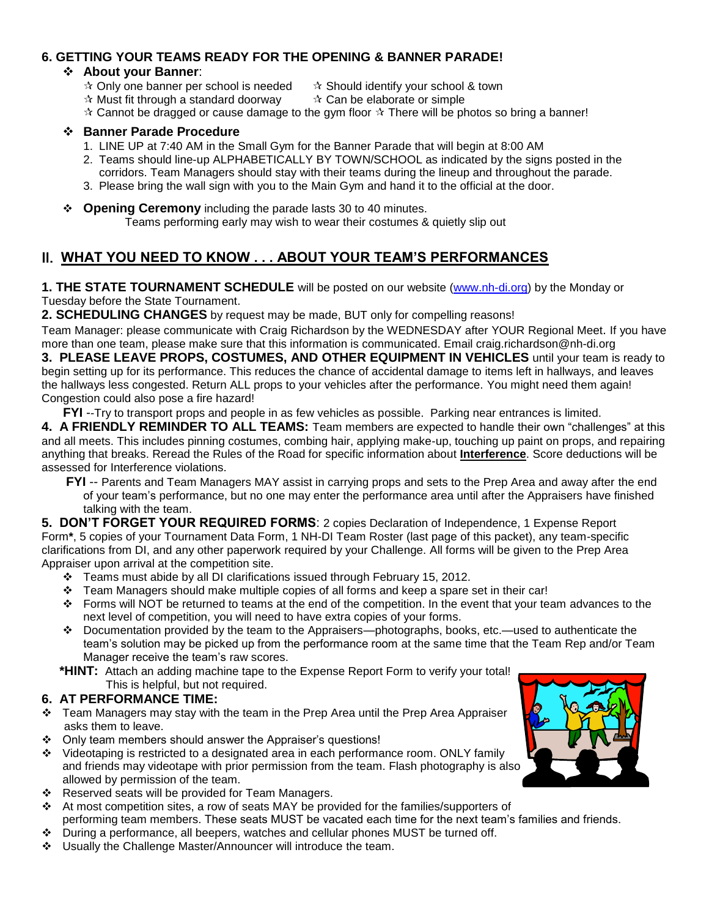### 6. GETTING YOUR TEAMS READY FOR THE OPENING & BANNER PARADE!

- **About your Banner**:
  - ✰ Only one banner per school is needed
  - ✰ Should identify your school & town
  - ✰ Must fit through a standard doorway
  - ✰ Can be elaborate or simple
  - ✰ Cannot be dragged or cause damage to the gym floor
  - ✰ There will be photos so bring a banner!

- **Banner Parade Procedure**
  1. LINE UP at 7:40 AM in the Small Gym for the Banner Parade that will begin at 8:00 AM
  2. Teams should line-up ALPHABETICALLY BY TOWN/SCHOOL as indicated by the signs posted in the corridors. Team Managers should stay with their teams during the lineup and throughout the parade.
  3. Please bring the wall sign with you to the Main Gym and hand it to the official at the door.

- **Opening Ceremony** including the parade lasts 30 to 40 minutes.
  Teams performing early may wish to wear their costumes & quietly slip out

## II. WHAT YOU NEED TO KNOW . . . ABOUT YOUR TEAM'S PERFORMANCES

**1. THE STATE TOURNAMENT SCHEDULE** will be posted on our website (www.nh-di.org) by the Monday or Tuesday before the State Tournament.

**2. SCHEDULING CHANGES** by request may be made, BUT only for compelling reasons!

Team Manager: please communicate with Craig Richardson by the WEDNESDAY after YOUR Regional Meet. If you have more than one team, please make sure that this information is communicated. Email craig.richardson@nh-di.org

**3. PLEASE LEAVE PROPS, COSTUMES, AND OTHER EQUIPMENT IN VEHICLES** until your team is ready to begin setting up for its performance. This reduces the chance of accidental damage to items left in hallways, and leaves the hallways less congested. Return ALL props to your vehicles after the performance. You might need them again! Congestion could also pose a fire hazard!

**FYI** --Try to transport props and people in as few vehicles as possible. Parking near entrances is limited.

**4. A FRIENDLY REMINDER TO ALL TEAMS:** Team members are expected to handle their own "challenges" at this and all meets. This includes pinning costumes, combing hair, applying make-up, touching up paint on props, and repairing anything that breaks. Reread the Rules of the Road for specific information about **Interference**. Score deductions will be assessed for Interference violations.

**FYI** -- Parents and Team Managers MAY assist in carrying props and sets to the Prep Area and away after the end of your team's performance, but no one may enter the performance area until after the Appraisers have finished talking with the team.

**5. DON'T FORGET YOUR REQUIRED FORMS**: 2 copies Declaration of Independence, 1 Expense Report Form**\***, 5 copies of your Tournament Data Form, 1 NH-DI Team Roster (last page of this packet), any team-specific clarifications from DI, and any other paperwork required by your Challenge. All forms will be given to the Prep Area Appraiser upon arrival at the competition site.

- Teams must abide by all DI clarifications issued through February 15, 2012.
- Team Managers should make multiple copies of all forms and keep a spare set in their car!
- Forms will NOT be returned to teams at the end of the competition. In the event that your team advances to the next level of competition, you will need to have extra copies of your forms.
- Documentation provided by the team to the Appraisers—photographs, books, etc.—used to authenticate the team's solution may be picked up from the performance room at the same time that the Team Rep and/or Team Manager receive the team's raw scores.

**\*HINT:** Attach an adding machine tape to the Expense Report Form to verify your total! This is helpful, but not required.

### 6. AT PERFORMANCE TIME:

- Team Managers may stay with the team in the Prep Area until the Prep Area Appraiser asks them to leave.
- Only team members should answer the Appraiser's questions!
- Videotaping is restricted to a designated area in each performance room. ONLY family and friends may videotape with prior permission from the team. Flash photography is also allowed by permission of the team.
- Reserved seats will be provided for Team Managers.
- At most competition sites, a row of seats MAY be provided for the families/supporters of performing team members. These seats MUST be vacated each time for the next team's families and friends.
- During a performance, all beepers, watches and cellular phones MUST be turned off.
- Usually the Challenge Master/Announcer will introduce the team.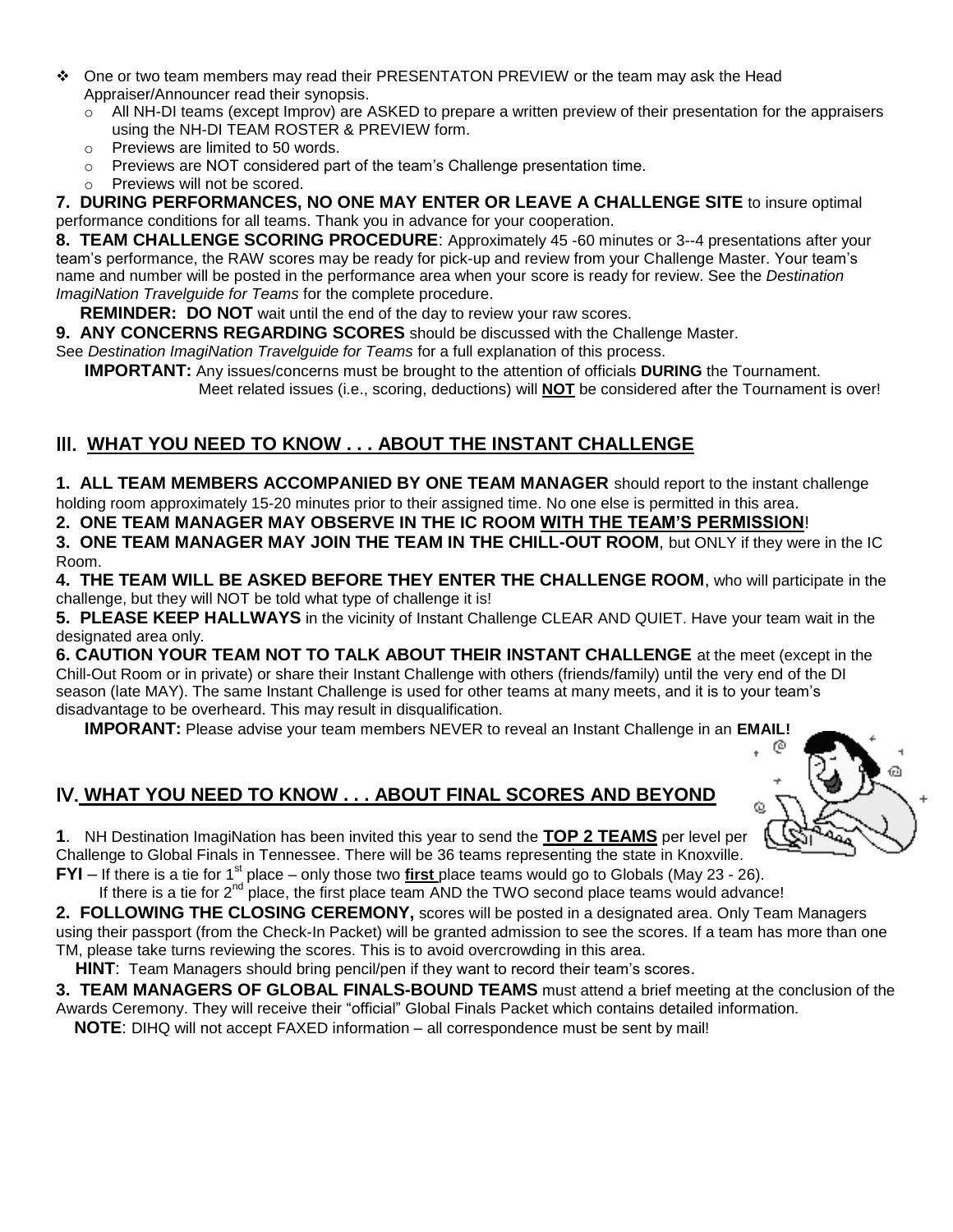- One or two team members may read their PRESENTATON PREVIEW or the team may ask the Head Appraiser/Announcer read their synopsis.
  - All NH-DI teams (except Improv) are ASKED to prepare a written preview of their presentation for the appraisers using the NH-DI TEAM ROSTER & PREVIEW form.
  - Previews are limited to 50 words.
  - Previews are NOT considered part of the team's Challenge presentation time.
  - Previews will not be scored.

**7. DURING PERFORMANCES, NO ONE MAY ENTER OR LEAVE A CHALLENGE SITE** to insure optimal performance conditions for all teams. Thank you in advance for your cooperation.

**8. TEAM CHALLENGE SCORING PROCEDURE**: Approximately 45 -60 minutes or 3--4 presentations after your team's performance, the RAW scores may be ready for pick-up and review from your Challenge Master. Your team's name and number will be posted in the performance area when your score is ready for review. See the *Destination ImagiNation Travelguide for Teams* for the complete procedure.

**REMINDER: DO NOT** wait until the end of the day to review your raw scores.

**9. ANY CONCERNS REGARDING SCORES** should be discussed with the Challenge Master.
See *Destination ImagiNation Travelguide for Teams* for a full explanation of this process.

**IMPORTANT:** Any issues/concerns must be brought to the attention of officials **DURING** the Tournament.
Meet related issues (i.e., scoring, deductions) will **NOT** be considered after the Tournament is over!

## III. WHAT YOU NEED TO KNOW . . . ABOUT THE INSTANT CHALLENGE

**1. ALL TEAM MEMBERS ACCOMPANIED BY ONE TEAM MANAGER** should report to the instant challenge holding room approximately 15-20 minutes prior to their assigned time. No one else is permitted in this area.

**2. ONE TEAM MANAGER MAY OBSERVE IN THE IC ROOM WITH THE TEAM'S PERMISSION**!

**3. ONE TEAM MANAGER MAY JOIN THE TEAM IN THE CHILL-OUT ROOM**, but ONLY if they were in the IC Room.

**4. THE TEAM WILL BE ASKED BEFORE THEY ENTER THE CHALLENGE ROOM**, who will participate in the challenge, but they will NOT be told what type of challenge it is!

**5. PLEASE KEEP HALLWAYS** in the vicinity of Instant Challenge CLEAR AND QUIET. Have your team wait in the designated area only.

**6. CAUTION YOUR TEAM NOT TO TALK ABOUT THEIR INSTANT CHALLENGE** at the meet (except in the Chill-Out Room or in private) or share their Instant Challenge with others (friends/family) until the very end of the DI season (late MAY). The same Instant Challenge is used for other teams at many meets, and it is to your team's disadvantage to be overheard. This may result in disqualification.

**IMPORANT:** Please advise your team members NEVER to reveal an Instant Challenge in an **EMAIL!**

## IV. WHAT YOU NEED TO KNOW . . . ABOUT FINAL SCORES AND BEYOND

**1**. NH Destination ImagiNation has been invited this year to send the **TOP 2 TEAMS** per level per Challenge to Global Finals in Tennessee. There will be 36 teams representing the state in Knoxville.

**FYI** – If there is a tie for 1st place – only those two **first** place teams would go to Globals (May 23 - 26).
If there is a tie for 2nd place, the first place team AND the TWO second place teams would advance!

**2. FOLLOWING THE CLOSING CEREMONY,** scores will be posted in a designated area. Only Team Managers using their passport (from the Check-In Packet) will be granted admission to see the scores. If a team has more than one TM, please take turns reviewing the scores. This is to avoid overcrowding in this area.

**HINT**: Team Managers should bring pencil/pen if they want to record their team's scores.

**3. TEAM MANAGERS OF GLOBAL FINALS-BOUND TEAMS** must attend a brief meeting at the conclusion of the Awards Ceremony. They will receive their "official" Global Finals Packet which contains detailed information.

**NOTE**: DIHQ will not accept FAXED information – all correspondence must be sent by mail!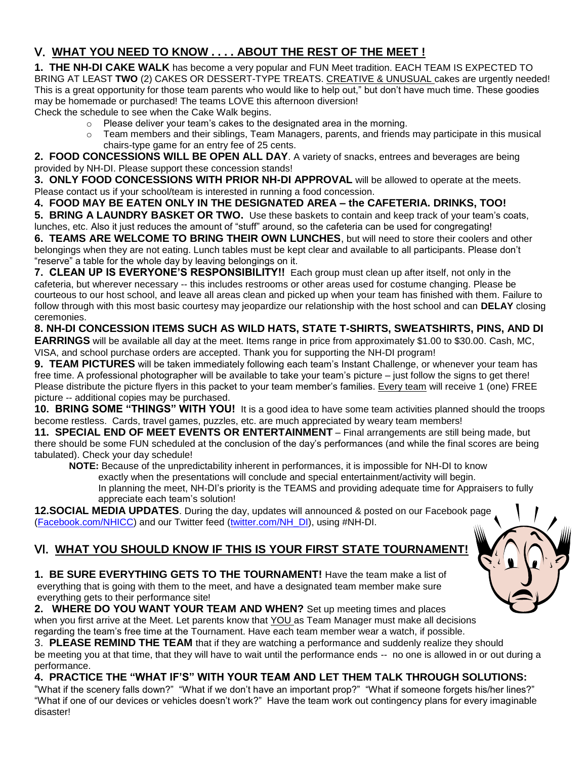## V. WHAT YOU NEED TO KNOW . . . . ABOUT THE REST OF THE MEET !

**1. THE NH-DI CAKE WALK** has become a very popular and FUN Meet tradition. EACH TEAM IS EXPECTED TO BRING AT LEAST **TWO** (2) CAKES OR DESSERT-TYPE TREATS. CREATIVE & UNUSUAL cakes are urgently needed! This is a great opportunity for those team parents who would like to help out," but don't have much time. These goodies may be homemade or purchased! The teams LOVE this afternoon diversion!

Check the schedule to see when the Cake Walk begins.

- Please deliver your team's cakes to the designated area in the morning.
- Team members and their siblings, Team Managers, parents, and friends may participate in this musical chairs-type game for an entry fee of 25 cents.

**2. FOOD CONCESSIONS WILL BE OPEN ALL DAY**. A variety of snacks, entrees and beverages are being provided by NH-DI. Please support these concession stands!

**3. ONLY FOOD CONCESSIONS WITH PRIOR NH-DI APPROVAL** will be allowed to operate at the meets. Please contact us if your school/team is interested in running a food concession.

**4. FOOD MAY BE EATEN ONLY IN THE DESIGNATED AREA – the CAFETERIA. DRINKS, TOO!**

**5. BRING A LAUNDRY BASKET OR TWO.** Use these baskets to contain and keep track of your team's coats, lunches, etc. Also it just reduces the amount of "stuff" around, so the cafeteria can be used for congregating!

**6. TEAMS ARE WELCOME TO BRING THEIR OWN LUNCHES**, but will need to store their coolers and other belongings when they are not eating. Lunch tables must be kept clear and available to all participants. Please don't "reserve" a table for the whole day by leaving belongings on it.

**7. CLEAN UP IS EVERYONE'S RESPONSIBILITY!!** Each group must clean up after itself, not only in the cafeteria, but wherever necessary -- this includes restrooms or other areas used for costume changing. Please be courteous to our host school, and leave all areas clean and picked up when your team has finished with them. Failure to follow through with this most basic courtesy may jeopardize our relationship with the host school and can **DELAY** closing ceremonies.

**8. NH-DI CONCESSION ITEMS SUCH AS WILD HATS, STATE T-SHIRTS, SWEATSHIRTS, PINS, AND DI EARRINGS** will be available all day at the meet. Items range in price from approximately $1.00 to $30.00. Cash, MC, VISA, and school purchase orders are accepted. Thank you for supporting the NH-DI program!

**9. TEAM PICTURES** will be taken immediately following each team's Instant Challenge, or whenever your team has free time. A professional photographer will be available to take your team's picture – just follow the signs to get there! Please distribute the picture flyers in this packet to your team member's families. Every team will receive 1 (one) FREE picture -- additional copies may be purchased.

**10. BRING SOME "THINGS" WITH YOU!** It is a good idea to have some team activities planned should the troops become restless. Cards, travel games, puzzles, etc. are much appreciated by weary team members!

**11. SPECIAL END OF MEET EVENTS OR ENTERTAINMENT** – Final arrangements are still being made, but there should be some FUN scheduled at the conclusion of the day's performances (and while the final scores are being tabulated). Check your day schedule!

**NOTE:** Because of the unpredictability inherent in performances, it is impossible for NH-DI to know exactly when the presentations will conclude and special entertainment/activity will begin. In planning the meet, NH-DI's priority is the TEAMS and providing adequate time for Appraisers to fully appreciate each team's solution!

**12.SOCIAL MEDIA UPDATES**. During the day, updates will announced & posted on our Facebook page (Facebook.com/NHICC) and our Twitter feed (twitter.com/NH_DI), using #NH-DI.

## VI. WHAT YOU SHOULD KNOW IF THIS IS YOUR FIRST STATE TOURNAMENT!

**1. BE SURE EVERYTHING GETS TO THE TOURNAMENT!** Have the team make a list of everything that is going with them to the meet, and have a designated team member make sure everything gets to their performance site!

**2. WHERE DO YOU WANT YOUR TEAM AND WHEN?** Set up meeting times and places when you first arrive at the Meet. Let parents know that YOU as Team Manager must make all decisions regarding the team's free time at the Tournament. Have each team member wear a watch, if possible.

3. **PLEASE REMIND THE TEAM** that if they are watching a performance and suddenly realize they should be meeting you at that time, that they will have to wait until the performance ends -- no one is allowed in or out during a performance.

**4. PRACTICE THE "WHAT IF'S" WITH YOUR TEAM AND LET THEM TALK THROUGH SOLUTIONS:** "What if the scenery falls down?" "What if we don't have an important prop?" "What if someone forgets his/her lines?" "What if one of our devices or vehicles doesn't work?" Have the team work out contingency plans for every imaginable disaster!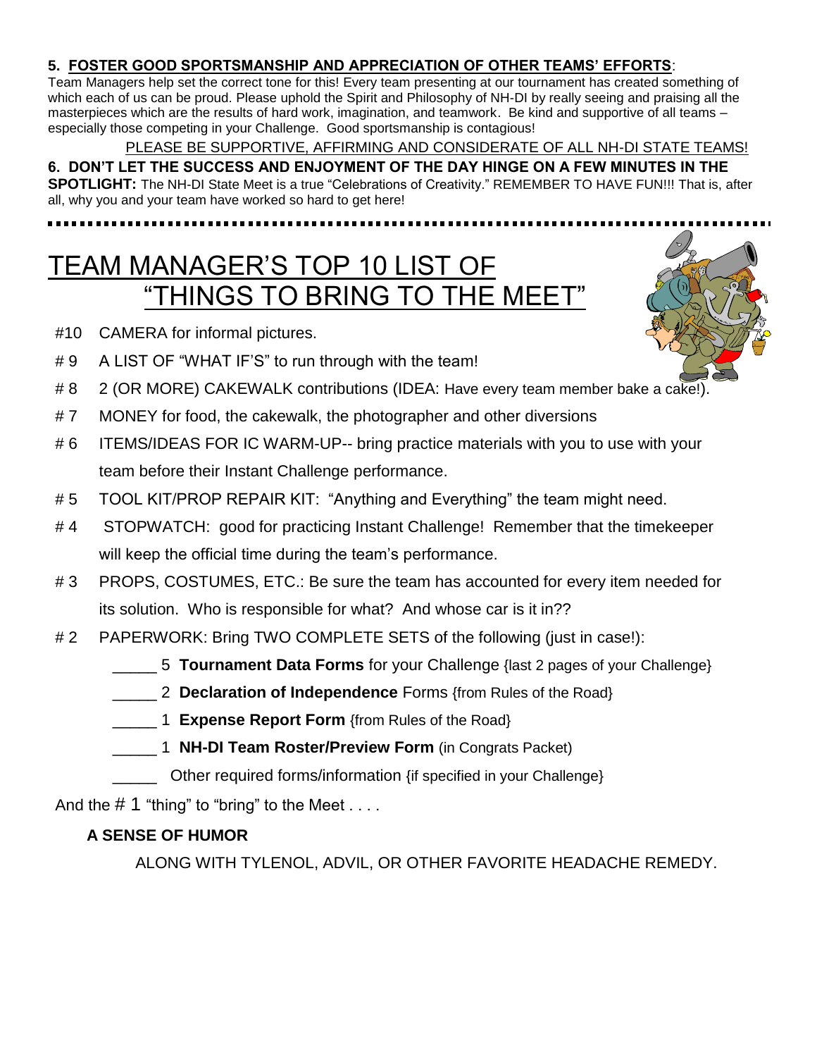**5. FOSTER GOOD SPORTSMANSHIP AND APPRECIATION OF OTHER TEAMS' EFFORTS**:
Team Managers help set the correct tone for this! Every team presenting at our tournament has created something of which each of us can be proud. Please uphold the Spirit and Philosophy of NH-DI by really seeing and praising all the masterpieces which are the results of hard work, imagination, and teamwork. Be kind and supportive of all teams – especially those competing in your Challenge. Good sportsmanship is contagious!

PLEASE BE SUPPORTIVE, AFFIRMING AND CONSIDERATE OF ALL NH-DI STATE TEAMS!

**6. DON'T LET THE SUCCESS AND ENJOYMENT OF THE DAY HINGE ON A FEW MINUTES IN THE SPOTLIGHT:** The NH-DI State Meet is a true "Celebrations of Creativity." REMEMBER TO HAVE FUN!!! That is, after all, why you and your team have worked so hard to get here!

# TEAM MANAGER'S TOP 10 LIST OF "THINGS TO BRING TO THE MEET"

#10 CAMERA for informal pictures.

# 9 A LIST OF "WHAT IF'S" to run through with the team!

# 8 2 (OR MORE) CAKEWALK contributions (IDEA: Have every team member bake a cake!).

# 7 MONEY for food, the cakewalk, the photographer and other diversions

# 6 ITEMS/IDEAS FOR IC WARM-UP-- bring practice materials with you to use with your team before their Instant Challenge performance.

# 5 TOOL KIT/PROP REPAIR KIT: "Anything and Everything" the team might need.

# 4 STOPWATCH: good for practicing Instant Challenge! Remember that the timekeeper will keep the official time during the team's performance.

# 3 PROPS, COSTUMES, ETC.: Be sure the team has accounted for every item needed for its solution. Who is responsible for what? And whose car is it in??

# 2 PAPERWORK: Bring TWO COMPLETE SETS of the following (just in case!):

- _____ 5 **Tournament Data Forms** for your Challenge {last 2 pages of your Challenge}
- _____ 2 **Declaration of Independence** Forms {from Rules of the Road}
- _____ 1 **Expense Report Form** {from Rules of the Road}
- _____ 1 **NH-DI Team Roster/Preview Form** (in Congrats Packet)
- _____ Other required forms/information {if specified in your Challenge}

And the # 1 "thing" to "bring" to the Meet . . . .

**A SENSE OF HUMOR**

ALONG WITH TYLENOL, ADVIL, OR OTHER FAVORITE HEADACHE REMEDY.